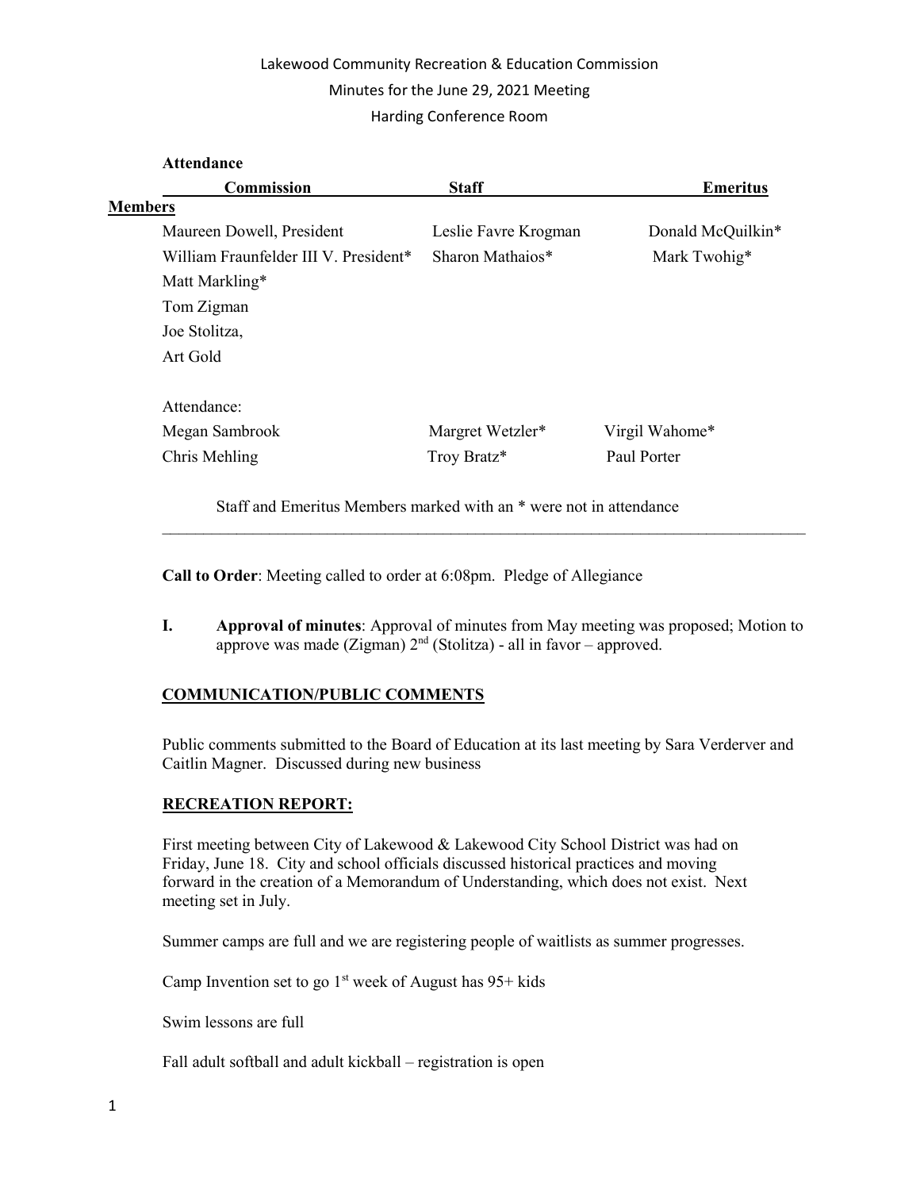Lakewood Community Recreation & Education Commission

Minutes for the June 29, 2021 Meeting

Harding Conference Room

**Attendance**

| **Commission** | **Staff** | **Emeritus** |
|---|---|---|
| **Members** | | |
| Maureen Dowell, President | Leslie Favre Krogman | Donald McQuilkin* |
| William Fraunfelder III V. President* | Sharon Mathaios* | Mark Twohig* |
| Matt Markling* | | |
| Tom Zigman | | |
| Joe Stolitza, | | |
| Art Gold | | |
| Attendance: | | |
| Megan Sambrook | Margret Wetzler* | Virgil Wahome* |
| Chris Mehling | Troy Bratz* | Paul Porter |

Staff and Emeritus Members marked with an * were not in attendance

---

**Call to Order**: Meeting called to order at 6:08pm. Pledge of Allegiance

**I. Approval of minutes**: Approval of minutes from May meeting was proposed; Motion to approve was made (Zigman) 2nd (Stolitza) - all in favor – approved.

## COMMUNICATION/PUBLIC COMMENTS

Public comments submitted to the Board of Education at its last meeting by Sara Verderver and Caitlin Magner. Discussed during new business

## RECREATION REPORT:

First meeting between City of Lakewood & Lakewood City School District was had on Friday, June 18. City and school officials discussed historical practices and moving forward in the creation of a Memorandum of Understanding, which does not exist. Next meeting set in July.

Summer camps are full and we are registering people of waitlists as summer progresses.

Camp Invention set to go 1st week of August has 95+ kids

Swim lessons are full

Fall adult softball and adult kickball – registration is open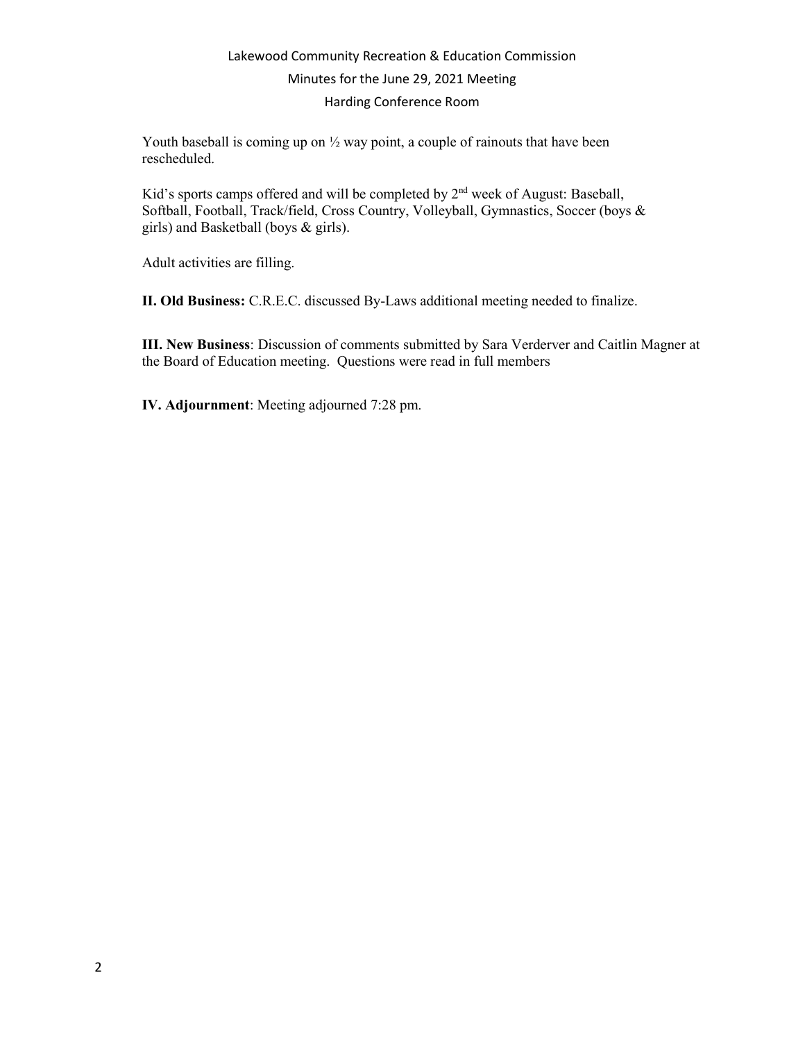Youth baseball is coming up on ½ way point, a couple of rainouts that have been rescheduled.

Kid's sports camps offered and will be completed by 2nd week of August: Baseball, Softball, Football, Track/field, Cross Country, Volleyball, Gymnastics, Soccer (boys & girls) and Basketball (boys & girls).

Adult activities are filling.

**II. Old Business:** C.R.E.C. discussed By-Laws additional meeting needed to finalize.

**III. New Business**: Discussion of comments submitted by Sara Verderver and Caitlin Magner at the Board of Education meeting. Questions were read in full members

**IV. Adjournment**: Meeting adjourned 7:28 pm.